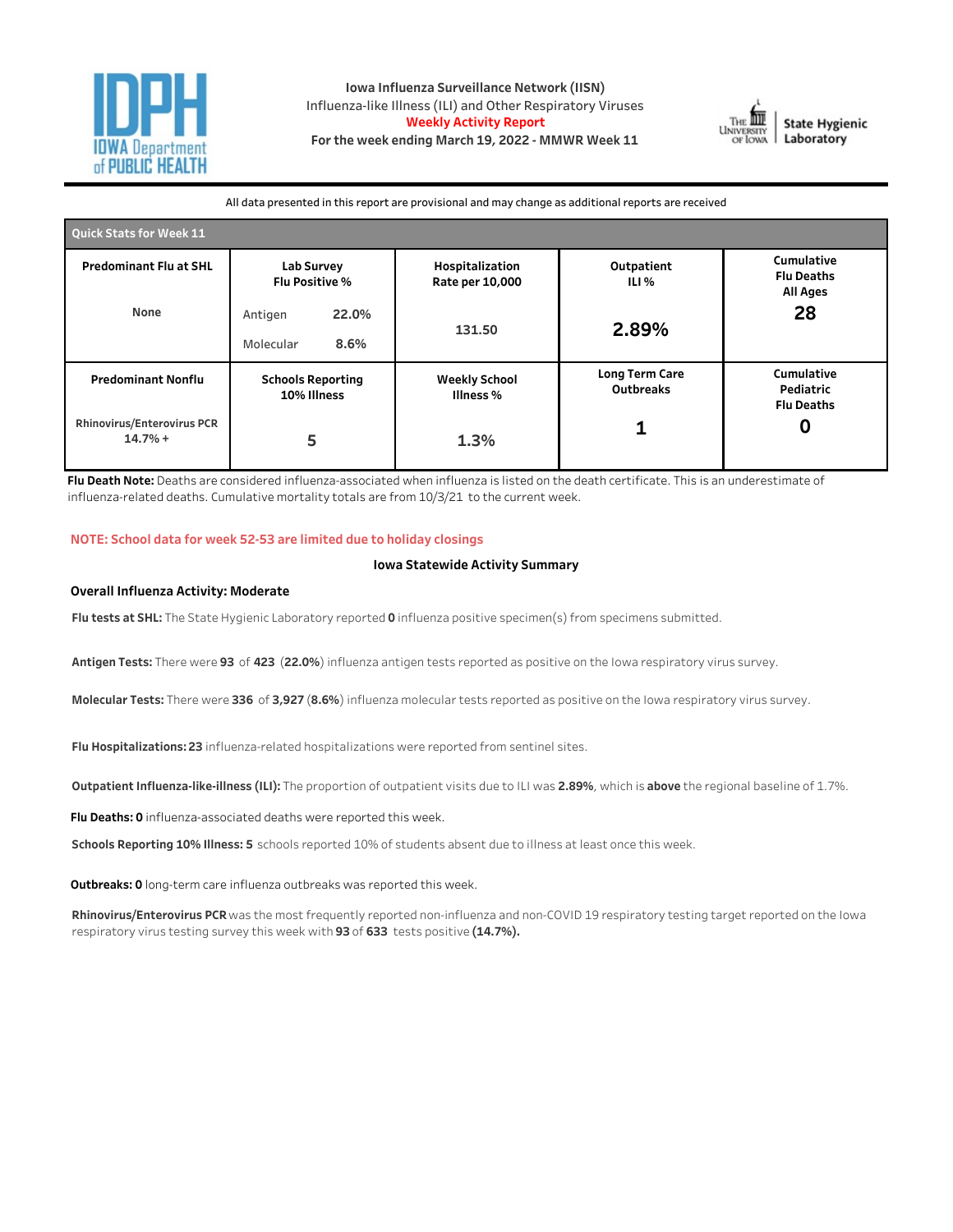# Iowa Influenza Surveillance Network (IISN)

Influenza-like Illness (ILI) and Other Respiratory Viruses

**Weekly Activity Report**

**For the week ending March 19, 2022 - MMWR Week 11**

All data presented in this report are provisional and may change as additional reports are received

## Quick Stats for Week 11

| Predominant Flu at SHL | Lab Survey Flu Positive % | Hospitalization Rate per 10,000 | Outpatient ILI % | Cumulative Flu Deaths All Ages |
|---|---|---|---|---|
| None | Antigen 22.0% <br> Molecular 8.6% | 131.50 | 2.89% | 28 |
| **Predominant Nonflu** | **Schools Reporting 10% Illness** | **Weekly School Illness %** | **Long Term Care Outbreaks** | **Cumulative Pediatric Flu Deaths** |
| Rhinovirus/Enterovirus PCR 14.7% + | 5 | 1.3% | 1 | 0 |

**Flu Death Note:** Deaths are considered influenza-associated when influenza is listed on the death certificate. This is an underestimate of influenza-related deaths. Cumulative mortality totals are from 10/3/21 to the current week.

NOTE: School data for week 52-53 are limited due to holiday closings

## Iowa Statewide Activity Summary

**Overall Influenza Activity: Moderate**

**Flu tests at SHL:** The State Hygienic Laboratory reported **0** influenza positive specimen(s) from specimens submitted.

**Antigen Tests:** There were **93** of **423** (**22.0%**) influenza antigen tests reported as positive on the Iowa respiratory virus survey.

**Molecular Tests:** There were **336** of **3,927** (**8.6%**) influenza molecular tests reported as positive on the Iowa respiratory virus survey.

**Flu Hospitalizations: 23** influenza-related hospitalizations were reported from sentinel sites.

**Outpatient Influenza-like-illness (ILI):** The proportion of outpatient visits due to ILI was **2.89%**, which is **above** the regional baseline of 1.7%.

**Flu Deaths: 0** influenza-associated deaths were reported this week.

**Schools Reporting 10% Illness: 5** schools reported 10% of students absent due to illness at least once this week.

**Outbreaks: 0** long-term care influenza outbreaks was reported this week.

**Rhinovirus/Enterovirus PCR** was the most frequently reported non-influenza and non-COVID 19 respiratory testing target reported on the Iowa respiratory virus testing survey this week with **93** of **633** tests positive **(14.7%).**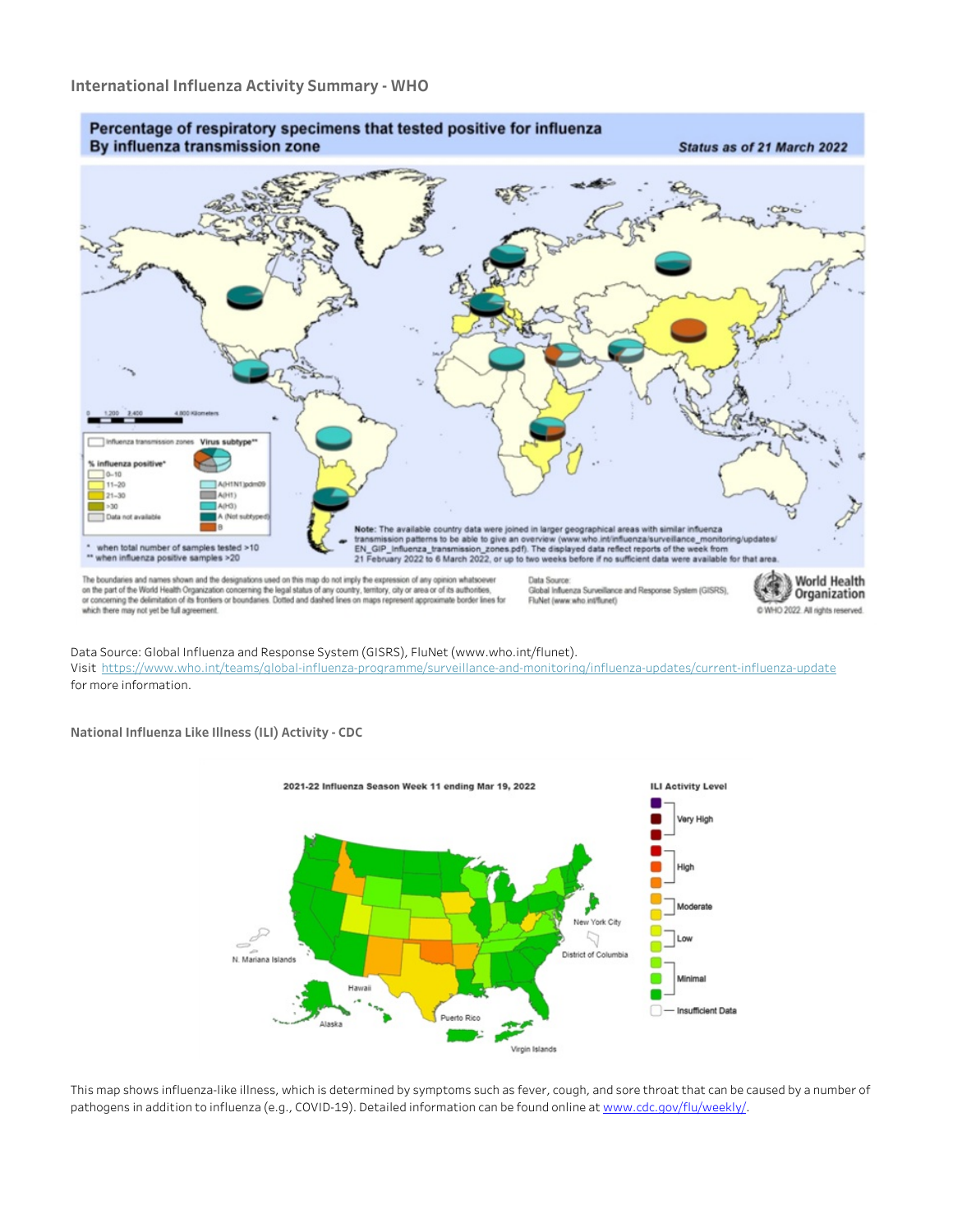### International Influenza Activity Summary - WHO

Data Source: Global Influenza and Response System (GISRS), FluNet (www.who.int/flunet).
Visit https://www.who.int/teams/global-influenza-programme/surveillance-and-monitoring/influenza-updates/current-influenza-update for more information.

### National Influenza Like Illness (ILI) Activity - CDC

This map shows influenza-like illness, which is determined by symptoms such as fever, cough, and sore throat that can be caused by a number of pathogens in addition to influenza (e.g., COVID-19). Detailed information can be found online at www.cdc.gov/flu/weekly/.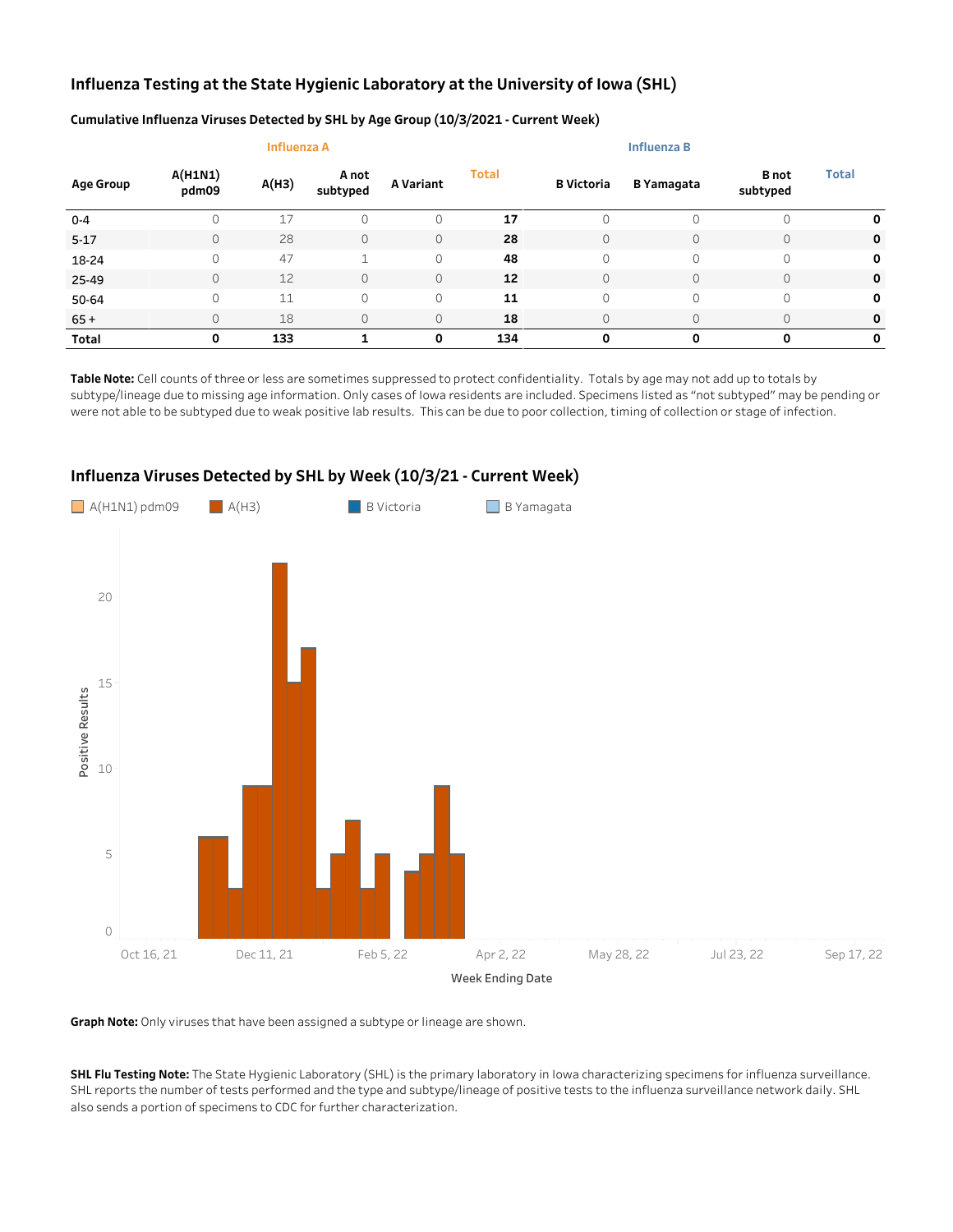## Influenza Testing at the State Hygienic Laboratory at the University of Iowa (SHL)

### Cumulative Influenza Viruses Detected by SHL by Age Group (10/3/2021 - Current Week)

| | Influenza A | | | | | Influenza B | | | |
|---|---|---|---|---|---|---|---|---|---|
| **Age Group** | **A(H1N1) pdm09** | **A(H3)** | **A not subtyped** | **A Variant** | **Total** | **B Victoria** | **B Yamagata** | **B not subtyped** | **Total** |
| 0-4 | 0 | 17 | 0 | 0 | **17** | 0 | 0 | 0 | **0** |
| 5-17 | 0 | 28 | 0 | 0 | **28** | 0 | 0 | 0 | **0** |
| 18-24 | 0 | 47 | 1 | 0 | **48** | 0 | 0 | 0 | **0** |
| 25-49 | 0 | 12 | 0 | 0 | **12** | 0 | 0 | 0 | **0** |
| 50-64 | 0 | 11 | 0 | 0 | **11** | 0 | 0 | 0 | **0** |
| 65 + | 0 | 18 | 0 | 0 | **18** | 0 | 0 | 0 | **0** |
| **Total** | **0** | **133** | **1** | **0** | **134** | **0** | **0** | **0** | **0** |

**Table Note:** Cell counts of three or less are sometimes suppressed to protect confidentiality. Totals by age may not add up to totals by subtype/lineage due to missing age information. Only cases of Iowa residents are included. Specimens listed as "not subtyped" may be pending or were not able to be subtyped due to weak positive lab results. This can be due to poor collection, timing of collection or stage of infection.

### Influenza Viruses Detected by SHL by Week (10/3/21 - Current Week)

A(H1N1) pdm09 | A(H3) | B Victoria | B Yamagata

Positive Results

Week Ending Date

**Graph Note:** Only viruses that have been assigned a subtype or lineage are shown.

**SHL Flu Testing Note:** The State Hygienic Laboratory (SHL) is the primary laboratory in Iowa characterizing specimens for influenza surveillance. SHL reports the number of tests performed and the type and subtype/lineage of positive tests to the influenza surveillance network daily. SHL also sends a portion of specimens to CDC for further characterization.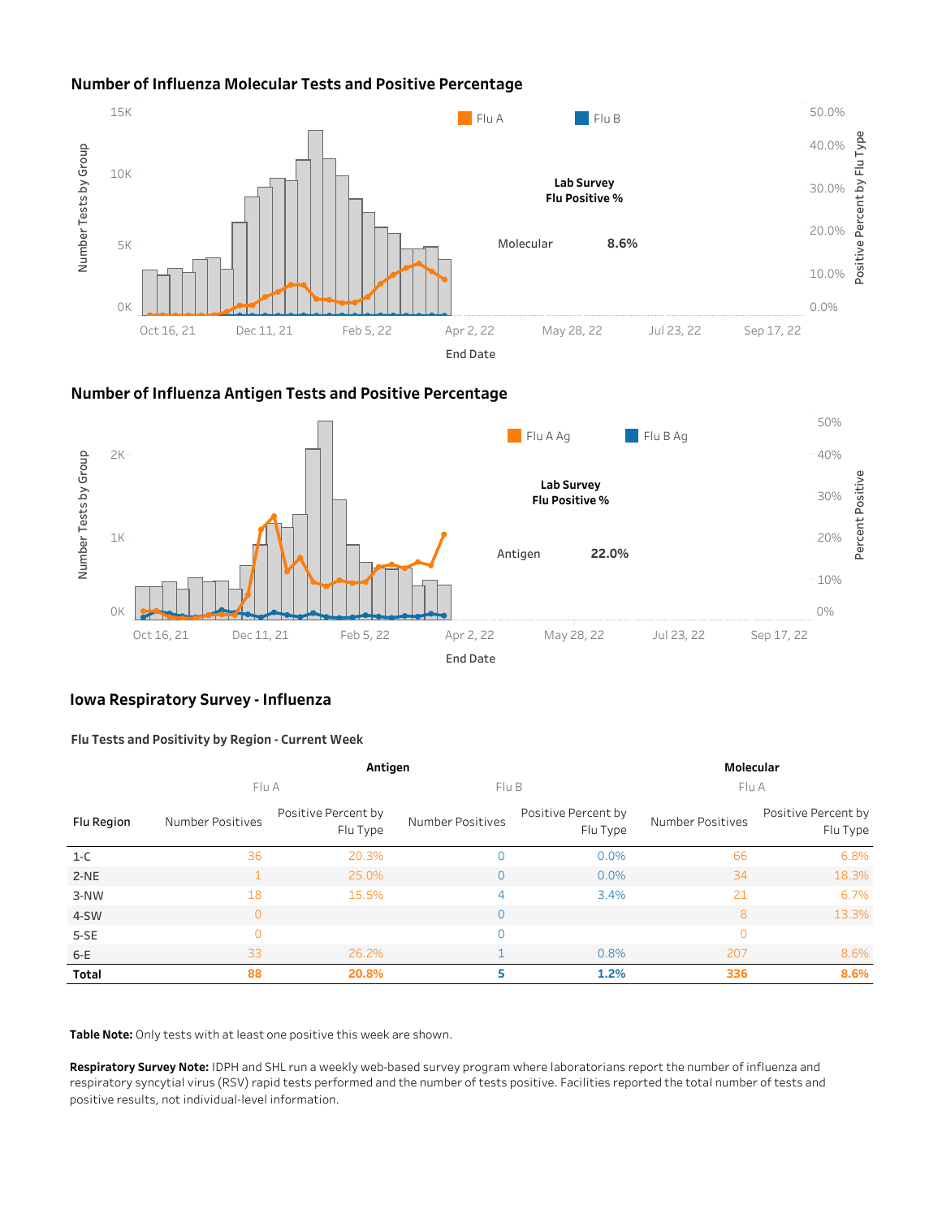## Number of Influenza Molecular Tests and Positive Percentage

Flu A | Flu B

**Lab Survey Flu Positive %**

Molecular **8.6%**

Number Tests by Group: 15K, 10K, 5K, 0K

Positive Percent by Flu Type: 50.0%, 40.0%, 30.0%, 20.0%, 10.0%, 0.0%

End Date: Oct 16, 21 | Dec 11, 21 | Feb 5, 22 | Apr 2, 22 | May 28, 22 | Jul 23, 22 | Sep 17, 22

## Number of Influenza Antigen Tests and Positive Percentage

Flu A Ag | Flu B Ag

**Lab Survey Flu Positive %**

Antigen **22.0%**

Number Tests by Group: 2K, 1K, 0K

Percent Positive: 50%, 40%, 30%, 20%, 10%, 0%

End Date: Oct 16, 21 | Dec 11, 21 | Feb 5, 22 | Apr 2, 22 | May 28, 22 | Jul 23, 22 | Sep 17, 22

## Iowa Respiratory Survey - Influenza

### Flu Tests and Positivity by Region - Current Week

| | Antigen | | | | Molecular | |
|---|---|---|---|---|---|---|
| | Flu A | | Flu B | | Flu A | |
| Flu Region | Number Positives | Positive Percent by Flu Type | Number Positives | Positive Percent by Flu Type | Number Positives | Positive Percent by Flu Type |
| 1-C | 36 | 20.3% | 0 | 0.0% | 66 | 6.8% |
| 2-NE | 1 | 25.0% | 0 | 0.0% | 34 | 18.3% |
| 3-NW | 18 | 15.5% | 4 | 3.4% | 21 | 6.7% |
| 4-SW | 0 | | 0 | | 8 | 13.3% |
| 5-SE | 0 | | 0 | | 0 | |
| 6-E | 33 | 26.2% | 1 | 0.8% | 207 | 8.6% |
| **Total** | **88** | **20.8%** | **5** | **1.2%** | **336** | **8.6%** |

**Table Note:** Only tests with at least one positive this week are shown.

**Respiratory Survey Note:** IDPH and SHL run a weekly web-based survey program where laboratorians report the number of influenza and respiratory syncytial virus (RSV) rapid tests performed and the number of tests positive. Facilities reported the total number of tests and positive results, not individual-level information.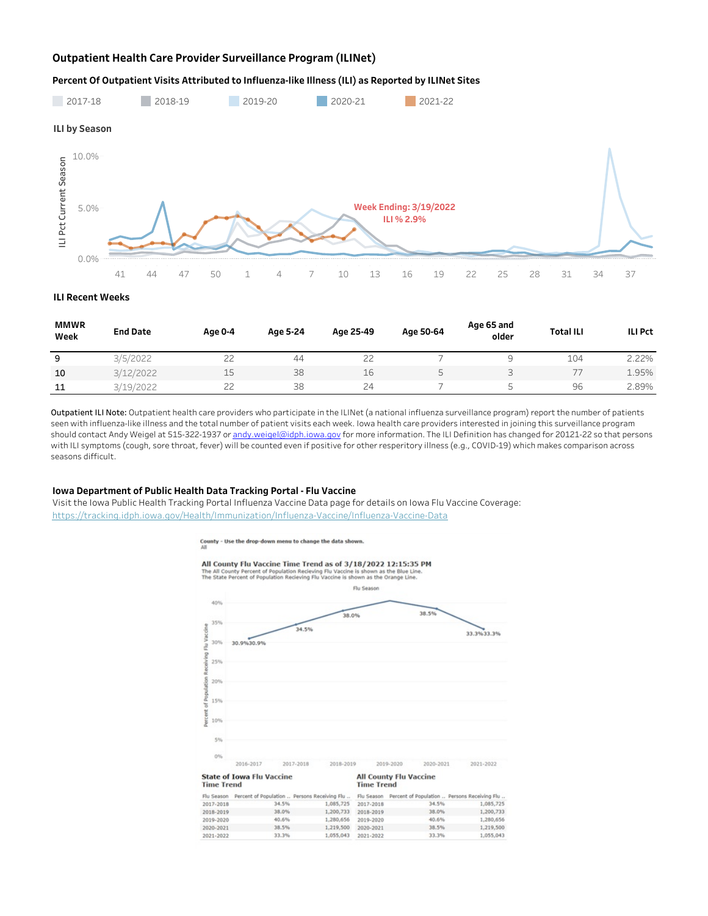## Outpatient Health Care Provider Surveillance Program (ILINet)

### Percent Of Outpatient Visits Attributed to Influenza-like Illness (ILI) as Reported by ILINet Sites

2017-18 2018-19 2019-20 2020-21 2021-22

**ILI by Season**

Week Ending: 3/19/2022
ILI % 2.9%

**ILI Recent Weeks**

| MMWR Week | End Date | Age 0-4 | Age 5-24 | Age 25-49 | Age 50-64 | Age 65 and older | Total ILI | ILI Pct |
|---|---|---|---|---|---|---|---|---|
| 9 | 3/5/2022 | 22 | 44 | 22 | 7 | 9 | 104 | 2.22% |
| 10 | 3/12/2022 | 15 | 38 | 16 | 5 | 3 | 77 | 1.95% |
| 11 | 3/19/2022 | 22 | 38 | 24 | 7 | 5 | 96 | 2.89% |

**Outpatient ILI Note:** Outpatient health care providers who participate in the ILINet (a national influenza surveillance program) report the number of patients seen with influenza-like illness and the total number of patient visits each week. Iowa health care providers interested in joining this surveillance program should contact Andy Weigel at 515-322-1937 or andy.weigel@idph.iowa.gov for more information. The ILI Definition has changed for 20121-22 so that persons with ILI symptoms (cough, sore throat, fever) will be counted even if positive for other resperitory illness (e.g., COVID-19) which makes comparison across seasons difficult.

### Iowa Department of Public Health Data Tracking Portal - Flu Vaccine

Visit the Iowa Public Health Tracking Portal Influenza Vaccine Data page for details on Iowa Flu Vaccine Coverage:
https://tracking.idph.iowa.gov/Health/Immunization/Influenza-Vaccine/Influenza-Vaccine-Data

County - Use the drop-down menu to change the data shown.
All

**All County Flu Vaccine Time Trend as of 3/18/2022 12:15:35 PM**
The All County Percent of Population Recieving Flu Vaccine is shown as the Blue Line.
The State Percent of Population Recieving Flu Vaccine is shown as the Orange Line.

**State of Iowa Flu Vaccine Time Trend**

| Flu Season | Percent of Population .. | Persons Receiving Flu .. |
|---|---|---|
| 2017-2018 | 34.5% | 1,085,725 |
| 2018-2019 | 38.0% | 1,200,733 |
| 2019-2020 | 40.6% | 1,280,656 |
| 2020-2021 | 38.5% | 1,219,500 |
| 2021-2022 | 33.3% | 1,055,043 |

**All County Flu Vaccine Time Trend**

| Flu Season | Percent of Population .. | Persons Receiving Flu .. |
|---|---|---|
| 2017-2018 | 34.5% | 1,085,725 |
| 2018-2019 | 38.0% | 1,200,733 |
| 2019-2020 | 40.6% | 1,280,656 |
| 2020-2021 | 38.5% | 1,219,500 |
| 2021-2022 | 33.3% | 1,055,043 |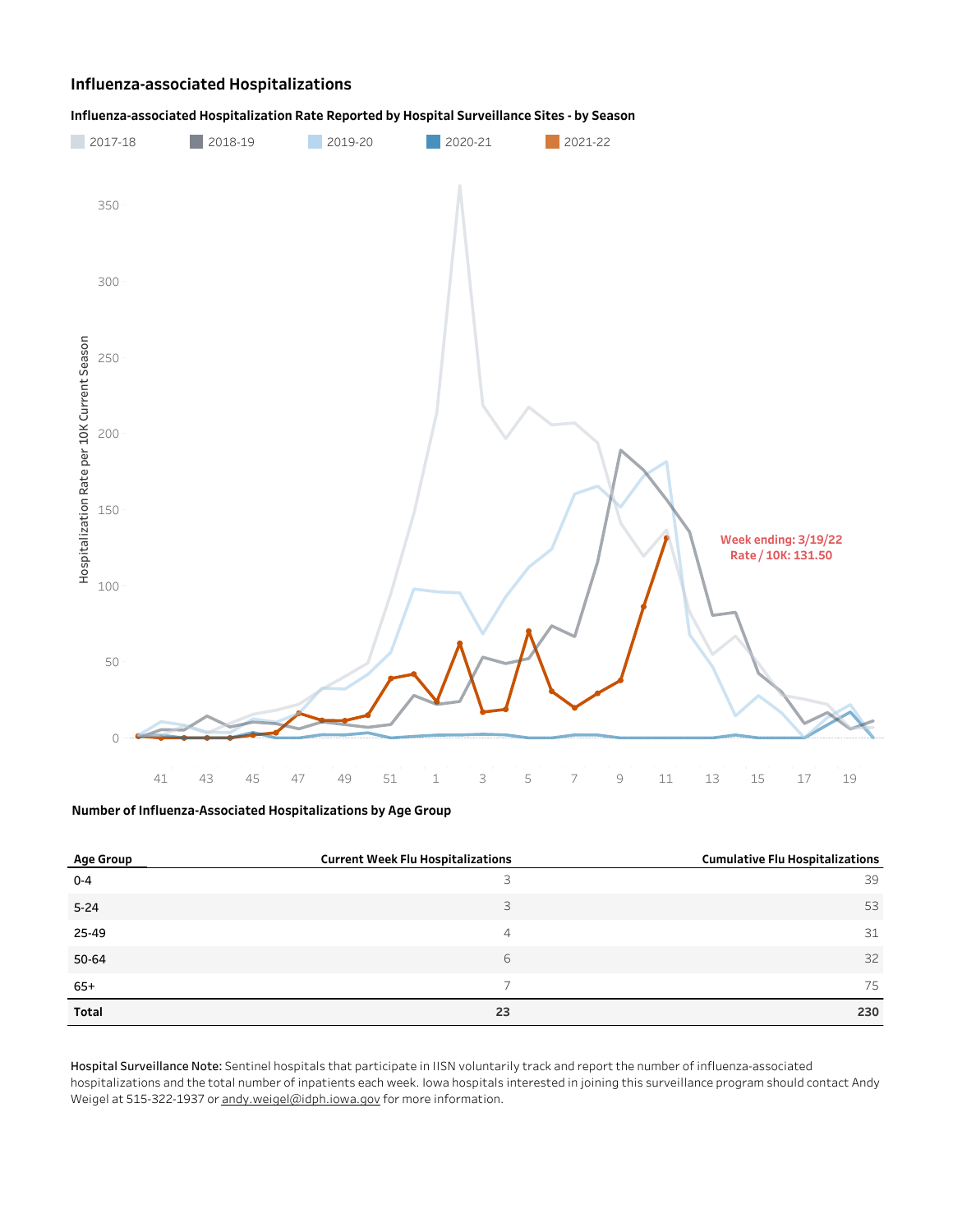## Influenza-associated Hospitalizations

### Influenza-associated Hospitalization Rate Reported by Hospital Surveillance Sites - by Season

2017-18 2018-19 2019-20 2020-21 2021-22

Hospitalization Rate per 10K Current Season

Week ending: 3/19/22
Rate / 10K: 131.50

### Number of Influenza-Associated Hospitalizations by Age Group

| Age Group | Current Week Flu Hospitalizations | Cumulative Flu Hospitalizations |
|---|---|---|
| 0-4 | 3 | 39 |
| 5-24 | 3 | 53 |
| 25-49 | 4 | 31 |
| 50-64 | 6 | 32 |
| 65+ | 7 | 75 |
| **Total** | **23** | **230** |

**Hospital Surveillance Note:** Sentinel hospitals that participate in IISN voluntarily track and report the number of influenza-associated hospitalizations and the total number of inpatients each week. Iowa hospitals interested in joining this surveillance program should contact Andy Weigel at 515-322-1937 or andy.weigel@idph.iowa.gov for more information.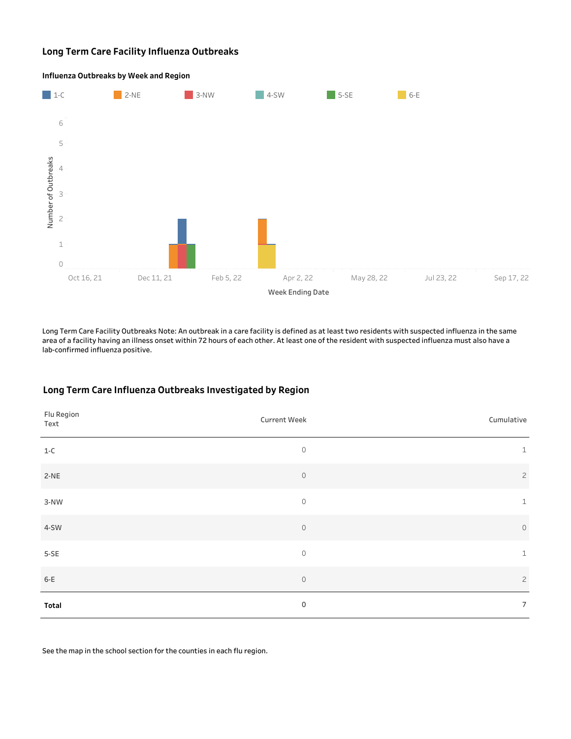## Long Term Care Facility Influenza Outbreaks

### Influenza Outbreaks by Week and Region

Long Term Care Facility Outbreaks Note: An outbreak in a care facility is defined as at least two residents with suspected influenza in the same area of a facility having an illness onset within 72 hours of each other. At least one of the resident with suspected influenza must also have a lab-confirmed influenza positive.

## Long Term Care Influenza Outbreaks Investigated by Region

| Flu Region Text | Current Week | Cumulative |
|---|---|---|
| 1-C | 0 | 1 |
| 2-NE | 0 | 2 |
| 3-NW | 0 | 1 |
| 4-SW | 0 | 0 |
| 5-SE | 0 | 1 |
| 6-E | 0 | 2 |
| **Total** | 0 | 7 |

See the map in the school section for the counties in each flu region.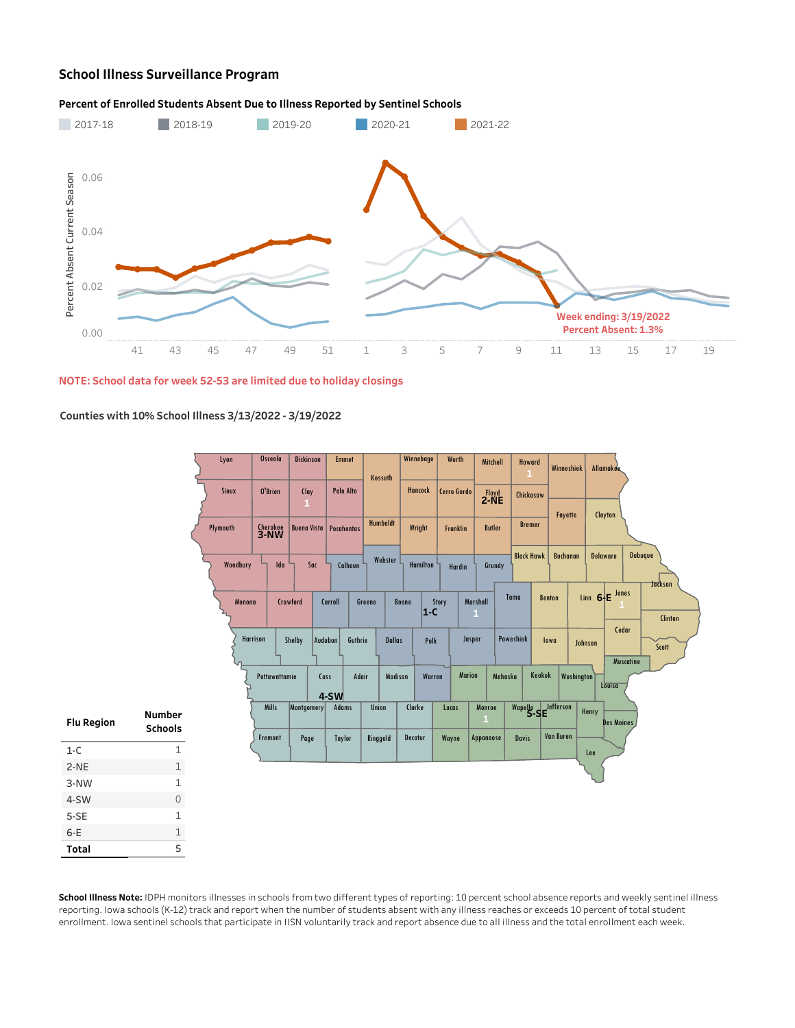## School Illness Surveillance Program

**Percent of Enrolled Students Absent Due to Illness Reported by Sentinel Schools**

2017-18 | 2018-19 | 2019-20 | 2020-21 | 2021-22

Week ending: 3/19/2022
Percent Absent: 1.3%

**NOTE: School data for week 52-53 are limited due to holiday closings**

**Counties with 10% School Illness 3/13/2022 - 3/19/2022**

| Flu Region | Number Schools |
|---|---|
| 1-C | 1 |
| 2-NE | 1 |
| 3-NW | 1 |
| 4-SW | 0 |
| 5-SE | 1 |
| 6-E | 1 |
| **Total** | 5 |

**School Illness Note:** IDPH monitors illnesses in schools from two different types of reporting: 10 percent school absence reports and weekly sentinel illness reporting. Iowa schools (K-12) track and report when the number of students absent with any illness reaches or exceeds 10 percent of total student enrollment. Iowa sentinel schools that participate in IISN voluntarily track and report absence due to all illness and the total enrollment each week.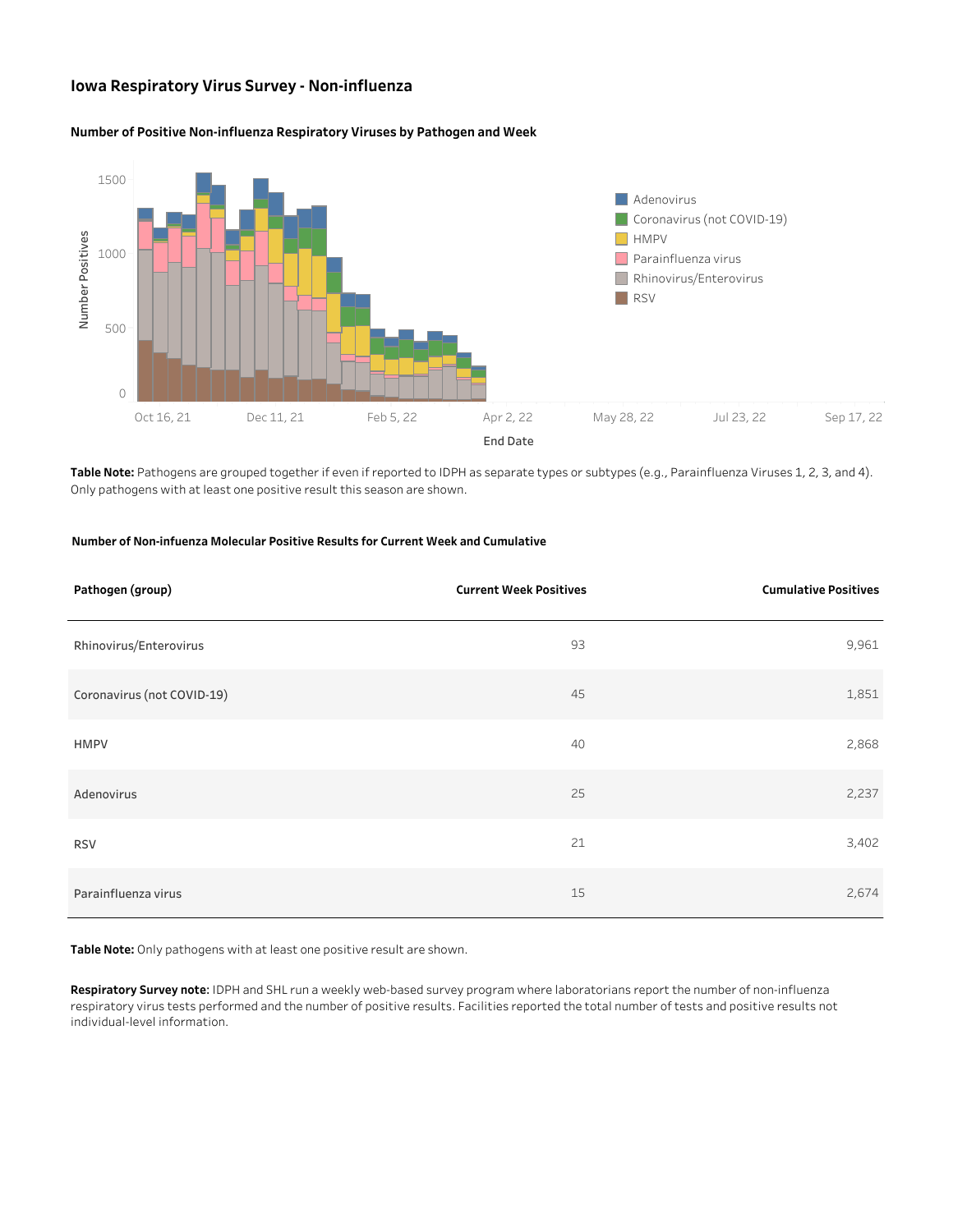# Iowa Respiratory Virus Survey - Non-influenza

### Number of Positive Non-influenza Respiratory Viruses by Pathogen and Week

Number Positives

1500
1000
500
0

Oct 16, 21
Dec 11, 21
Feb 5, 22
Apr 2, 22
May 28, 22
Jul 23, 22
Sep 17, 22

End Date

Adenovirus
Coronavirus (not COVID-19)
HMPV
Parainfluenza virus
Rhinovirus/Enterovirus
RSV

**Table Note:** Pathogens are grouped together if even if reported to IDPH as separate types or subtypes (e.g., Parainfluenza Viruses 1, 2, 3, and 4). Only pathogens with at least one positive result this season are shown.

### Number of Non-infuenza Molecular Positive Results for Current Week and Cumulative

| Pathogen (group) | Current Week Positives | Cumulative Positives |
|---|---|---|
| Rhinovirus/Enterovirus | 93 | 9,961 |
| Coronavirus (not COVID-19) | 45 | 1,851 |
| HMPV | 40 | 2,868 |
| Adenovirus | 25 | 2,237 |
| RSV | 21 | 3,402 |
| Parainfluenza virus | 15 | 2,674 |

**Table Note:** Only pathogens with at least one positive result are shown.

**Respiratory Survey note**: IDPH and SHL run a weekly web-based survey program where laboratorians report the number of non-influenza respiratory virus tests performed and the number of positive results. Facilities reported the total number of tests and positive results not individual-level information.